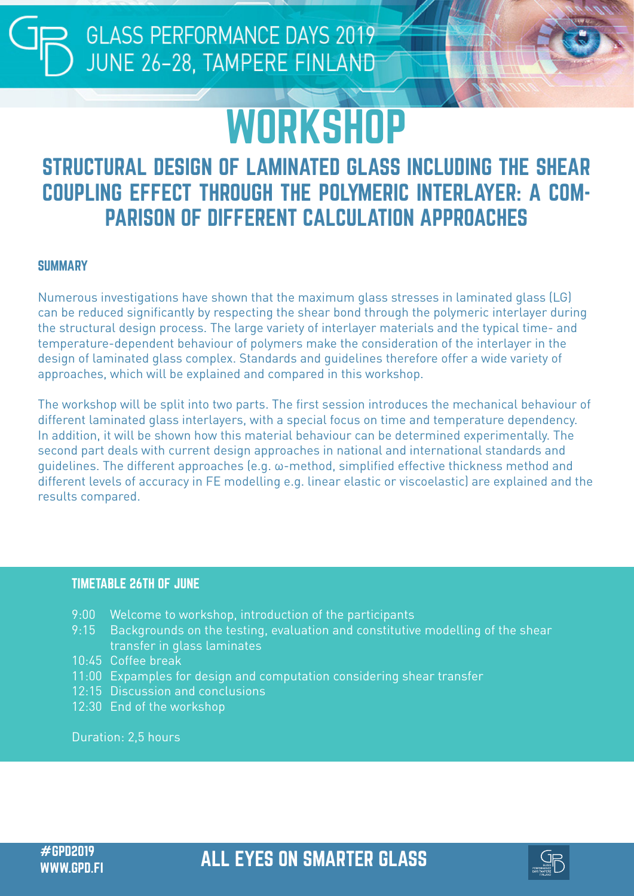GLASS PERFORMANCE DAYS 2019
JUNE 26–28, TAMPERE FINLAND

# WORKSHOP

## STRUCTURAL DESIGN OF LAMINATED GLASS INCLUDING THE SHEAR COUPLING EFFECT THROUGH THE POLYMERIC INTERLAYER: A COMPARISON OF DIFFERENT CALCULATION APPROACHES

### SUMMARY

Numerous investigations have shown that the maximum glass stresses in laminated glass (LG) can be reduced significantly by respecting the shear bond through the polymeric interlayer during the structural design process. The large variety of interlayer materials and the typical time- and temperature-dependent behaviour of polymers make the consideration of the interlayer in the design of laminated glass complex. Standards and guidelines therefore offer a wide variety of approaches, which will be explained and compared in this workshop.

The workshop will be split into two parts. The first session introduces the mechanical behaviour of different laminated glass interlayers, with a special focus on time and temperature dependency. In addition, it will be shown how this material behaviour can be determined experimentally. The second part deals with current design approaches in national and international standards and guidelines. The different approaches (e.g. ω-method, simplified effective thickness method and different levels of accuracy in FE modelling e.g. linear elastic or viscoelastic) are explained and the results compared.

### TIMETABLE 26TH OF JUNE

- 9:00 Welcome to workshop, introduction of the participants
- 9:15 Backgrounds on the testing, evaluation and constitutive modelling of the shear transfer in glass laminates
- 10:45 Coffee break
- 11:00 Expamples for design and computation considering shear transfer
- 12:15 Discussion and conclusions
- 12:30 End of the workshop

Duration: 2,5 hours

#GPD2019
WWW.GPD.FI

ALL EYES ON SMARTER GLASS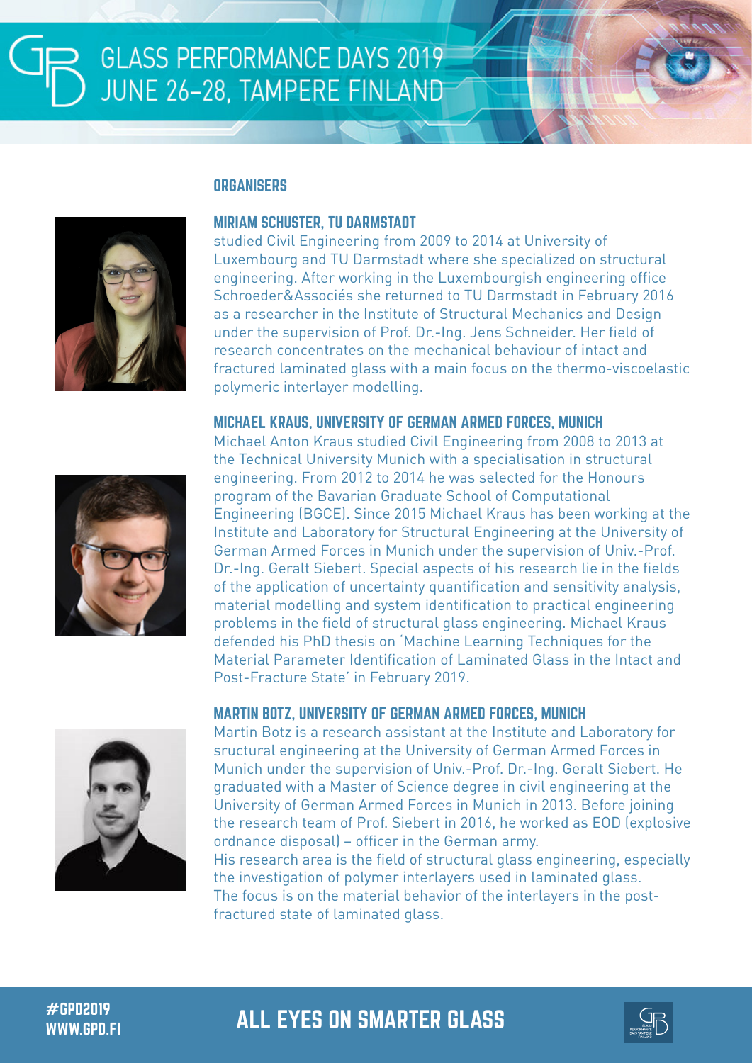## ORGANISERS

### MIRIAM SCHUSTER, TU DARMSTADT

studied Civil Engineering from 2009 to 2014 at University of Luxembourg and TU Darmstadt where she specialized on structural engineering. After working in the Luxembourgish engineering office Schroeder&Associés she returned to TU Darmstadt in February 2016 as a researcher in the Institute of Structural Mechanics and Design under the supervision of Prof. Dr.-Ing. Jens Schneider. Her field of research concentrates on the mechanical behaviour of intact and fractured laminated glass with a main focus on the thermo-viscoelastic polymeric interlayer modelling.

### MICHAEL KRAUS, UNIVERSITY OF GERMAN ARMED FORCES, MUNICH

Michael Anton Kraus studied Civil Engineering from 2008 to 2013 at the Technical University Munich with a specialisation in structural engineering. From 2012 to 2014 he was selected for the Honours program of the Bavarian Graduate School of Computational Engineering (BGCE). Since 2015 Michael Kraus has been working at the Institute and Laboratory for Structural Engineering at the University of German Armed Forces in Munich under the supervision of Univ.-Prof. Dr.-Ing. Geralt Siebert. Special aspects of his research lie in the fields of the application of uncertainty quantification and sensitivity analysis, material modelling and system identification to practical engineering problems in the field of structural glass engineering. Michael Kraus defended his PhD thesis on 'Machine Learning Techniques for the Material Parameter Identification of Laminated Glass in the Intact and Post-Fracture State' in February 2019.

### MARTIN BOTZ, UNIVERSITY OF GERMAN ARMED FORCES, MUNICH

Martin Botz is a research assistant at the Institute and Laboratory for sructural engineering at the University of German Armed Forces in Munich under the supervision of Univ.-Prof. Dr.-Ing. Geralt Siebert. He graduated with a Master of Science degree in civil engineering at the University of German Armed Forces in Munich in 2013. Before joining the research team of Prof. Siebert in 2016, he worked as EOD (explosive ordnance disposal) – officer in the German army.
His research area is the field of structural glass engineering, especially the investigation of polymer interlayers used in laminated glass.
The focus is on the material behavior of the interlayers in the post-fractured state of laminated glass.